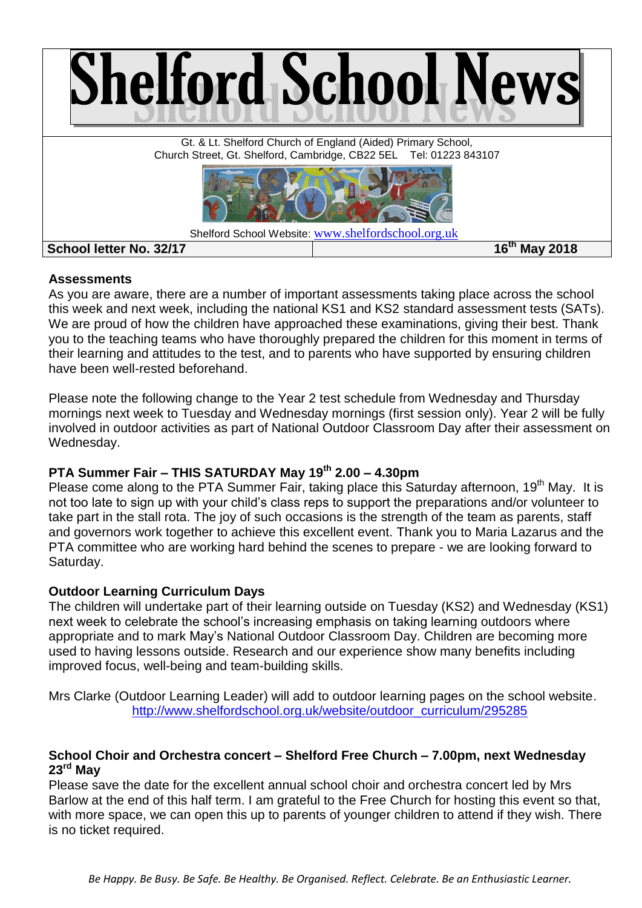# Shelford School News

Gt. & Lt. Shelford Church of England (Aided) Primary School,
Church Street, Gt. Shelford, Cambridge, CB22 5EL Tel: 01223 843107

Shelford School Website: www.shelfordschool.org.uk

| **School letter No. 32/17** | **16th May 2018** |
|---|---|

**Assessments**

As you are aware, there are a number of important assessments taking place across the school this week and next week, including the national KS1 and KS2 standard assessment tests (SATs). We are proud of how the children have approached these examinations, giving their best. Thank you to the teaching teams who have thoroughly prepared the children for this moment in terms of their learning and attitudes to the test, and to parents who have supported by ensuring children have been well-rested beforehand.

Please note the following change to the Year 2 test schedule from Wednesday and Thursday mornings next week to Tuesday and Wednesday mornings (first session only). Year 2 will be fully involved in outdoor activities as part of National Outdoor Classroom Day after their assessment on Wednesday.

**PTA Summer Fair – THIS SATURDAY May 19th 2.00 – 4.30pm**

Please come along to the PTA Summer Fair, taking place this Saturday afternoon, 19th May. It is not too late to sign up with your child's class reps to support the preparations and/or volunteer to take part in the stall rota. The joy of such occasions is the strength of the team as parents, staff and governors work together to achieve this excellent event. Thank you to Maria Lazarus and the PTA committee who are working hard behind the scenes to prepare - we are looking forward to Saturday.

**Outdoor Learning Curriculum Days**

The children will undertake part of their learning outside on Tuesday (KS2) and Wednesday (KS1) next week to celebrate the school's increasing emphasis on taking learning outdoors where appropriate and to mark May's National Outdoor Classroom Day. Children are becoming more used to having lessons outside. Research and our experience show many benefits including improved focus, well-being and team-building skills.

Mrs Clarke (Outdoor Learning Leader) will add to outdoor learning pages on the school website.
http://www.shelfordschool.org.uk/website/outdoor_curriculum/295285

**School Choir and Orchestra concert – Shelford Free Church – 7.00pm, next Wednesday 23rd May**

Please save the date for the excellent annual school choir and orchestra concert led by Mrs Barlow at the end of this half term. I am grateful to the Free Church for hosting this event so that, with more space, we can open this up to parents of younger children to attend if they wish. There is no ticket required.

*Be Happy. Be Busy. Be Safe. Be Healthy. Be Organised. Reflect. Celebrate. Be an Enthusiastic Learner.*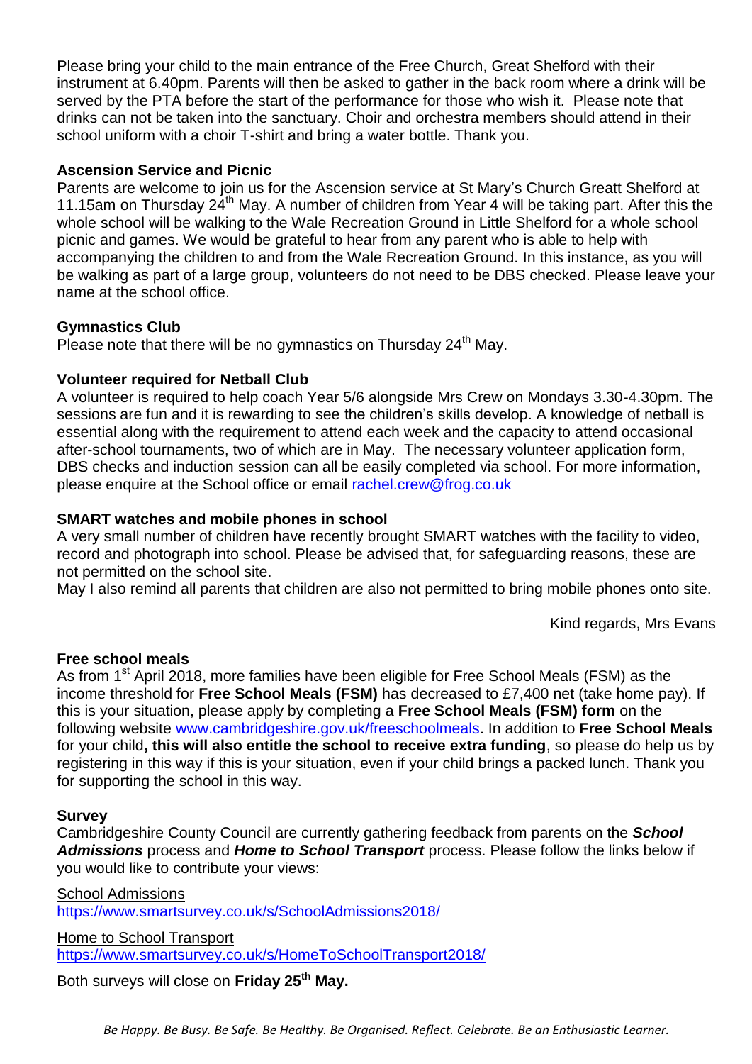Please bring your child to the main entrance of the Free Church, Great Shelford with their instrument at 6.40pm. Parents will then be asked to gather in the back room where a drink will be served by the PTA before the start of the performance for those who wish it. Please note that drinks can not be taken into the sanctuary. Choir and orchestra members should attend in their school uniform with a choir T-shirt and bring a water bottle. Thank you.

**Ascension Service and Picnic**

Parents are welcome to join us for the Ascension service at St Mary's Church Greatt Shelford at 11.15am on Thursday 24th May. A number of children from Year 4 will be taking part. After this the whole school will be walking to the Wale Recreation Ground in Little Shelford for a whole school picnic and games. We would be grateful to hear from any parent who is able to help with accompanying the children to and from the Wale Recreation Ground. In this instance, as you will be walking as part of a large group, volunteers do not need to be DBS checked. Please leave your name at the school office.

**Gymnastics Club**

Please note that there will be no gymnastics on Thursday 24th May.

**Volunteer required for Netball Club**

A volunteer is required to help coach Year 5/6 alongside Mrs Crew on Mondays 3.30-4.30pm. The sessions are fun and it is rewarding to see the children's skills develop. A knowledge of netball is essential along with the requirement to attend each week and the capacity to attend occasional after-school tournaments, two of which are in May. The necessary volunteer application form, DBS checks and induction session can all be easily completed via school. For more information, please enquire at the School office or email rachel.crew@frog.co.uk

**SMART watches and mobile phones in school**

A very small number of children have recently brought SMART watches with the facility to video, record and photograph into school. Please be advised that, for safeguarding reasons, these are not permitted on the school site.

May I also remind all parents that children are also not permitted to bring mobile phones onto site.

Kind regards, Mrs Evans

**Free school meals**

As from 1st April 2018, more families have been eligible for Free School Meals (FSM) as the income threshold for **Free School Meals (FSM)** has decreased to £7,400 net (take home pay). If this is your situation, please apply by completing a **Free School Meals (FSM) form** on the following website www.cambridgeshire.gov.uk/freeschoolmeals. In addition to **Free School Meals** for your child**, this will also entitle the school to receive extra funding**, so please do help us by registering in this way if this is your situation, even if your child brings a packed lunch. Thank you for supporting the school in this way.

**Survey**

Cambridgeshire County Council are currently gathering feedback from parents on the ***School Admissions*** process and ***Home to School Transport*** process. Please follow the links below if you would like to contribute your views:

School Admissions
https://www.smartsurvey.co.uk/s/SchoolAdmissions2018/

Home to School Transport
https://www.smartsurvey.co.uk/s/HomeToSchoolTransport2018/

Both surveys will close on **Friday 25th May.**

*Be Happy. Be Busy. Be Safe. Be Healthy. Be Organised. Reflect. Celebrate. Be an Enthusiastic Learner.*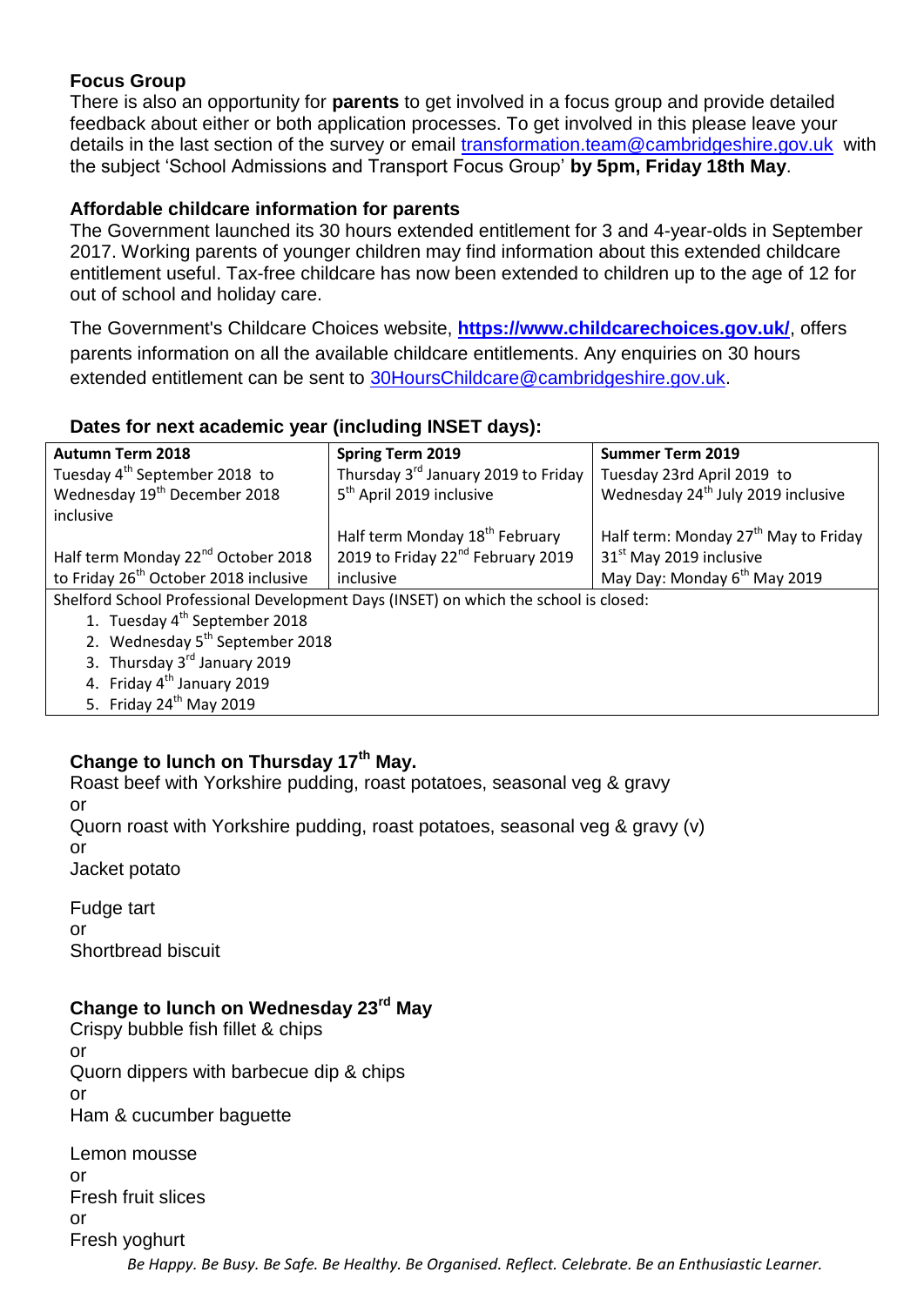### Focus Group

There is also an opportunity for **parents** to get involved in a focus group and provide detailed feedback about either or both application processes. To get involved in this please leave your details in the last section of the survey or email transformation.team@cambridgeshire.gov.uk with the subject 'School Admissions and Transport Focus Group' **by 5pm, Friday 18th May**.

### Affordable childcare information for parents

The Government launched its 30 hours extended entitlement for 3 and 4-year-olds in September 2017. Working parents of younger children may find information about this extended childcare entitlement useful. Tax-free childcare has now been extended to children up to the age of 12 for out of school and holiday care.

The Government's Childcare Choices website, **https://www.childcarechoices.gov.uk/**, offers parents information on all the available childcare entitlements. Any enquiries on 30 hours extended entitlement can be sent to 30HoursChildcare@cambridgeshire.gov.uk.

### Dates for next academic year (including INSET days):

| **Autumn Term 2018** | **Spring Term 2019** | **Summer Term 2019** |
|---|---|---|
| Tuesday 4th September 2018 to Wednesday 19th December 2018 inclusive | Thursday 3rd January 2019 to Friday 5th April 2019 inclusive | Tuesday 23rd April 2019 to Wednesday 24th July 2019 inclusive |
| Half term Monday 22nd October 2018 to Friday 26th October 2018 inclusive | Half term Monday 18th February 2019 to Friday 22nd February 2019 inclusive | Half term: Monday 27th May to Friday 31st May 2019 inclusive<br>May Day: Monday 6th May 2019 |

Shelford School Professional Development Days (INSET) on which the school is closed:

1. Tuesday 4th September 2018
2. Wednesday 5th September 2018
3. Thursday 3rd January 2019
4. Friday 4th January 2019
5. Friday 24th May 2019

### Change to lunch on Thursday 17th May.

Roast beef with Yorkshire pudding, roast potatoes, seasonal veg & gravy
or
Quorn roast with Yorkshire pudding, roast potatoes, seasonal veg & gravy (v)
or
Jacket potato

Fudge tart
or
Shortbread biscuit

### Change to lunch on Wednesday 23rd May

Crispy bubble fish fillet & chips
or
Quorn dippers with barbecue dip & chips
or
Ham & cucumber baguette

Lemon mousse
or
Fresh fruit slices
or
Fresh yoghurt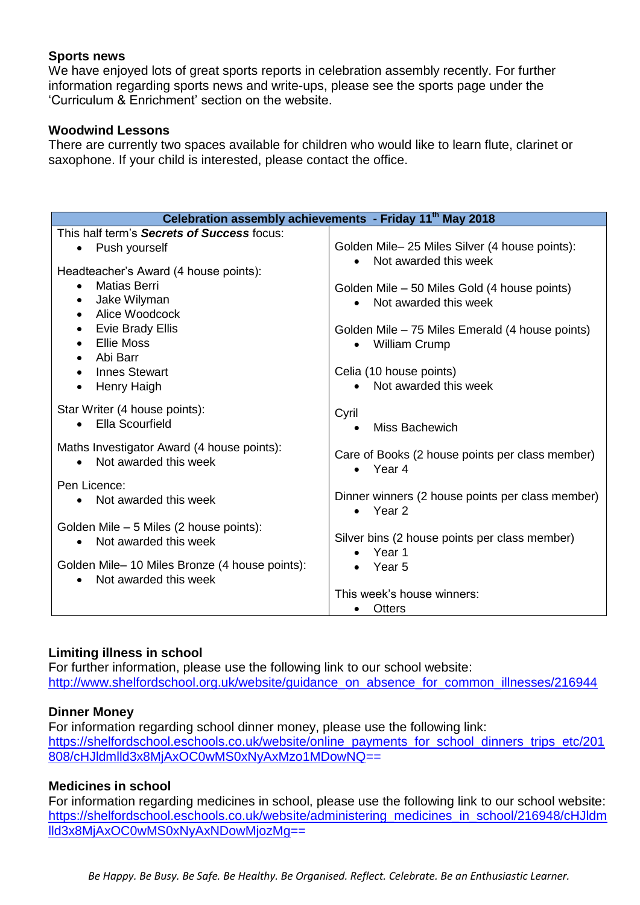**Sports news**
We have enjoyed lots of great sports reports in celebration assembly recently. For further information regarding sports news and write-ups, please see the sports page under the 'Curriculum & Enrichment' section on the website.

**Woodwind Lessons**
There are currently two spaces available for children who would like to learn flute, clarinet or saxophone. If your child is interested, please contact the office.

| Celebration assembly achievements - Friday 11th May 2018 | |
|---|---|
| This half term's ***Secrets of Success*** focus:<br>• Push yourself<br><br>Headteacher's Award (4 house points):<br>• Matias Berri<br>• Jake Wilyman<br>• Alice Woodcock<br>• Evie Brady Ellis<br>• Ellie Moss<br>• Abi Barr<br>• Innes Stewart<br>• Henry Haigh<br><br>Star Writer (4 house points):<br>• Ella Scourfield<br><br>Maths Investigator Award (4 house points):<br>• Not awarded this week<br><br>Pen Licence:<br>• Not awarded this week<br><br>Golden Mile – 5 Miles (2 house points):<br>• Not awarded this week<br><br>Golden Mile– 10 Miles Bronze (4 house points):<br>• Not awarded this week | Golden Mile– 25 Miles Silver (4 house points):<br>• Not awarded this week<br><br>Golden Mile – 50 Miles Gold (4 house points)<br>• Not awarded this week<br><br>Golden Mile – 75 Miles Emerald (4 house points)<br>• William Crump<br><br>Celia (10 house points)<br>• Not awarded this week<br><br>Cyril<br>• Miss Bachewich<br><br>Care of Books (2 house points per class member)<br>• Year 4<br><br>Dinner winners (2 house points per class member)<br>• Year 2<br><br>Silver bins (2 house points per class member)<br>• Year 1<br>• Year 5<br><br>This week's house winners:<br>• Otters |

**Limiting illness in school**
For further information, please use the following link to our school website:
http://www.shelfordschool.org.uk/website/guidance_on_absence_for_common_illnesses/216944

**Dinner Money**
For information regarding school dinner money, please use the following link:
https://shelfordschool.eschools.co.uk/website/online_payments_for_school_dinners_trips_etc/201808/cHJldmlld3x8MjAxOC0wMS0xNyAxMzo1MDowNQ==

**Medicines in school**
For information regarding medicines in school, please use the following link to our school website:
https://shelfordschool.eschools.co.uk/website/administering_medicines_in_school/216948/cHJldmlld3x8MjAxOC0wMS0xNyAxNDowMjozMg==

*Be Happy. Be Busy. Be Safe. Be Healthy. Be Organised. Reflect. Celebrate. Be an Enthusiastic Learner.*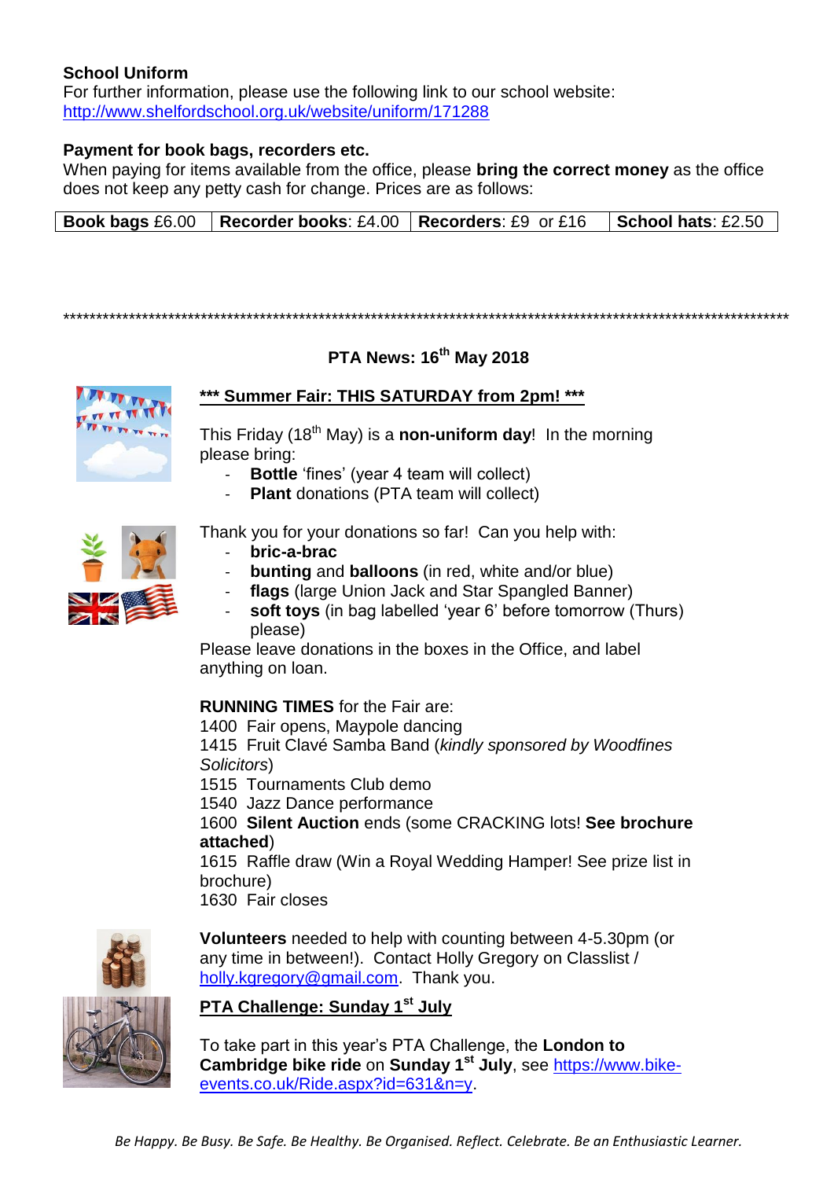**School Uniform**
For further information, please use the following link to our school website:
http://www.shelfordschool.org.uk/website/uniform/171288

**Payment for book bags, recorders etc.**
When paying for items available from the office, please **bring the correct money** as the office does not keep any petty cash for change. Prices are as follows:

| **Book bags** £6.00 | **Recorder books**: £4.00 | **Recorders**: £9 or £16 | **School hats**: £2.50 |
|---|---|---|---|

*******************************************************************************************************

## PTA News: 16th May 2018

### *** Summer Fair: THIS SATURDAY from 2pm! ***

This Friday (18th May) is a **non-uniform day**! In the morning please bring:

- **Bottle** 'fines' (year 4 team will collect)
- **Plant** donations (PTA team will collect)

Thank you for your donations so far! Can you help with:

- **bric-a-brac**
- **bunting** and **balloons** (in red, white and/or blue)
- **flags** (large Union Jack and Star Spangled Banner)
- **soft toys** (in bag labelled 'year 6' before tomorrow (Thurs) please)

Please leave donations in the boxes in the Office, and label anything on loan.

**RUNNING TIMES** for the Fair are:
1400 Fair opens, Maypole dancing
1415 Fruit Clavé Samba Band (*kindly sponsored by Woodfines Solicitors*)
1515 Tournaments Club demo
1540 Jazz Dance performance
1600 **Silent Auction** ends (some CRACKING lots! **See brochure attached**)
1615 Raffle draw (Win a Royal Wedding Hamper! See prize list in brochure)
1630 Fair closes

**Volunteers** needed to help with counting between 4-5.30pm (or any time in between!). Contact Holly Gregory on Classlist / holly.kgregory@gmail.com. Thank you.

### PTA Challenge: Sunday 1st July

To take part in this year's PTA Challenge, the **London to Cambridge bike ride** on **Sunday 1st July**, see https://www.bike-events.co.uk/Ride.aspx?id=631&n=y.

*Be Happy. Be Busy. Be Safe. Be Healthy. Be Organised. Reflect. Celebrate. Be an Enthusiastic Learner.*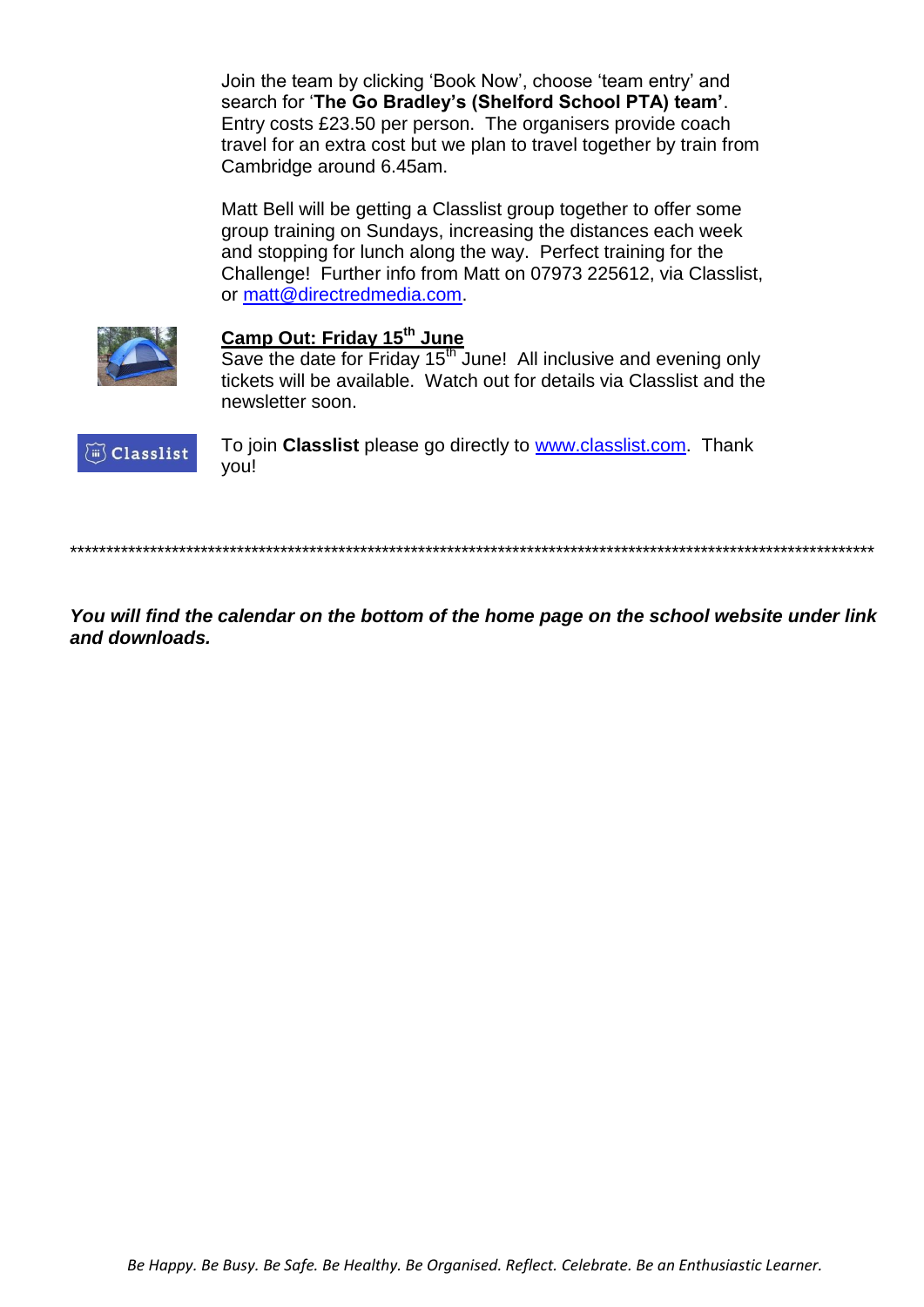Join the team by clicking 'Book Now', choose 'team entry' and search for '**The Go Bradley's (Shelford School PTA) team'**. Entry costs £23.50 per person. The organisers provide coach travel for an extra cost but we plan to travel together by train from Cambridge around 6.45am.

Matt Bell will be getting a Classlist group together to offer some group training on Sundays, increasing the distances each week and stopping for lunch along the way. Perfect training for the Challenge! Further info from Matt on 07973 225612, via Classlist, or matt@directredmedia.com.

**Camp Out: Friday 15th June**

Save the date for Friday 15th June! All inclusive and evening only tickets will be available. Watch out for details via Classlist and the newsletter soon.

To join **Classlist** please go directly to www.classlist.com. Thank you!

*******************************************************************************************************************

***You will find the calendar on the bottom of the home page on the school website under link and downloads.***